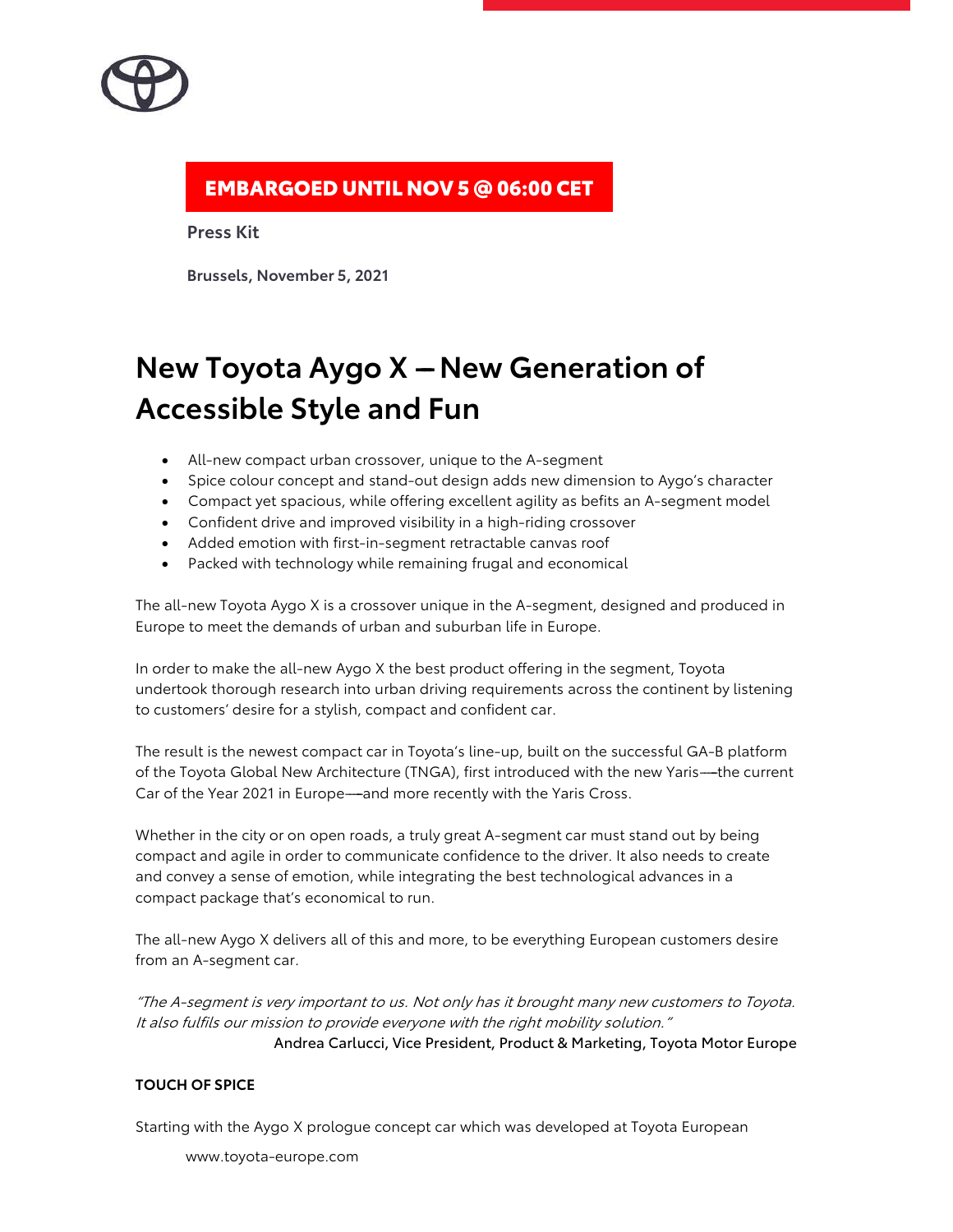**EMBARGOED UNTIL NOV 5 @ 06:00 CET**

**Press Kit**

**Brussels, November 5, 2021**

# New Toyota Aygo X – New Generation of Accessible Style and Fun

- All-new compact urban crossover, unique to the A-segment
- Spice colour concept and stand-out design adds new dimension to Aygo's character
- Compact yet spacious, while offering excellent agility as befits an A-segment model
- Confident drive and improved visibility in a high-riding crossover
- Added emotion with first-in-segment retractable canvas roof
- Packed with technology while remaining frugal and economical

The all-new Toyota Aygo X is a crossover unique in the A-segment, designed and produced in Europe to meet the demands of urban and suburban life in Europe.

In order to make the all-new Aygo X the best product offering in the segment, Toyota undertook thorough research into urban driving requirements across the continent by listening to customers' desire for a stylish, compact and confident car.

The result is the newest compact car in Toyota's line-up, built on the successful GA-B platform of the Toyota Global New Architecture (TNGA), first introduced with the new Yaris—the current Car of the Year 2021 in Europe—and more recently with the Yaris Cross.

Whether in the city or on open roads, a truly great A-segment car must stand out by being compact and agile in order to communicate confidence to the driver. It also needs to create and convey a sense of emotion, while integrating the best technological advances in a compact package that's economical to run.

The all-new Aygo X delivers all of this and more, to be everything European customers desire from an A-segment car.

*"The A-segment is very important to us. Not only has it brought many new customers to Toyota. It also fulfils our mission to provide everyone with the right mobility solution."*

Andrea Carlucci, Vice President, Product & Marketing, Toyota Motor Europe

**TOUCH OF SPICE**

Starting with the Aygo X prologue concept car which was developed at Toyota European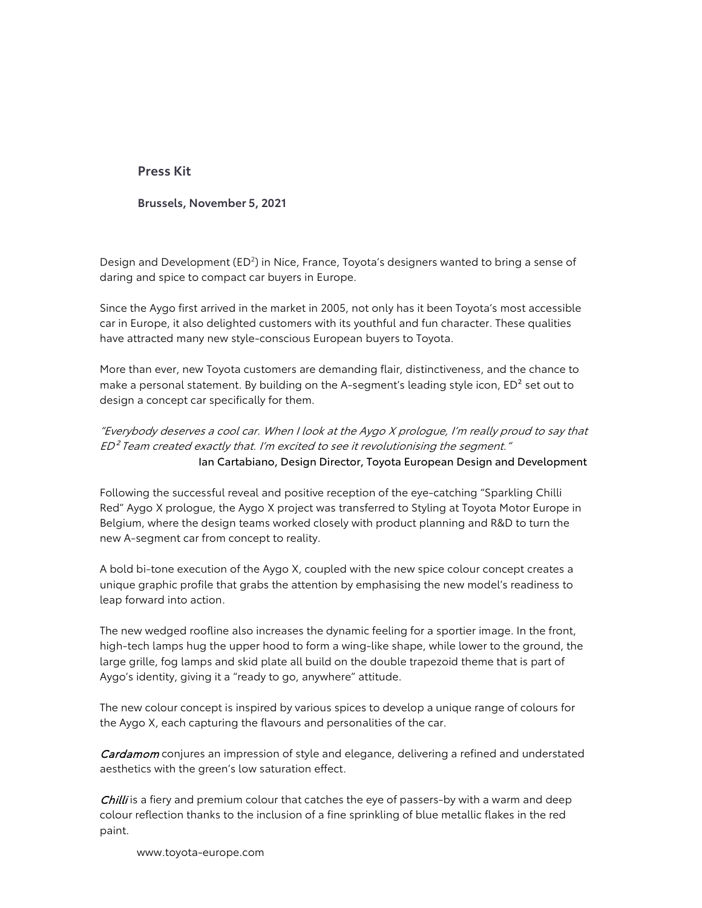**Press Kit**

**Brussels, November 5, 2021**

Design and Development (ED$^2$) in Nice, France, Toyota's designers wanted to bring a sense of daring and spice to compact car buyers in Europe.

Since the Aygo first arrived in the market in 2005, not only has it been Toyota's most accessible car in Europe, it also delighted customers with its youthful and fun character. These qualities have attracted many new style-conscious European buyers to Toyota.

More than ever, new Toyota customers are demanding flair, distinctiveness, and the chance to make a personal statement. By building on the A-segment's leading style icon, ED$^2$ set out to design a concept car specifically for them.

*"Everybody deserves a cool car. When I look at the Aygo X prologue, I'm really proud to say that ED$^2$ Team created exactly that. I'm excited to see it revolutionising the segment."*
Ian Cartabiano, Design Director, Toyota European Design and Development

Following the successful reveal and positive reception of the eye-catching "Sparkling Chilli Red" Aygo X prologue, the Aygo X project was transferred to Styling at Toyota Motor Europe in Belgium, where the design teams worked closely with product planning and R&D to turn the new A-segment car from concept to reality.

A bold bi-tone execution of the Aygo X, coupled with the new spice colour concept creates a unique graphic profile that grabs the attention by emphasising the new model's readiness to leap forward into action.

The new wedged roofline also increases the dynamic feeling for a sportier image. In the front, high-tech lamps hug the upper hood to form a wing-like shape, while lower to the ground, the large grille, fog lamps and skid plate all build on the double trapezoid theme that is part of Aygo's identity, giving it a "ready to go, anywhere" attitude.

The new colour concept is inspired by various spices to develop a unique range of colours for the Aygo X, each capturing the flavours and personalities of the car.

*Cardamom* conjures an impression of style and elegance, delivering a refined and understated aesthetics with the green's low saturation effect.

*Chilli* is a fiery and premium colour that catches the eye of passers-by with a warm and deep colour reflection thanks to the inclusion of a fine sprinkling of blue metallic flakes in the red paint.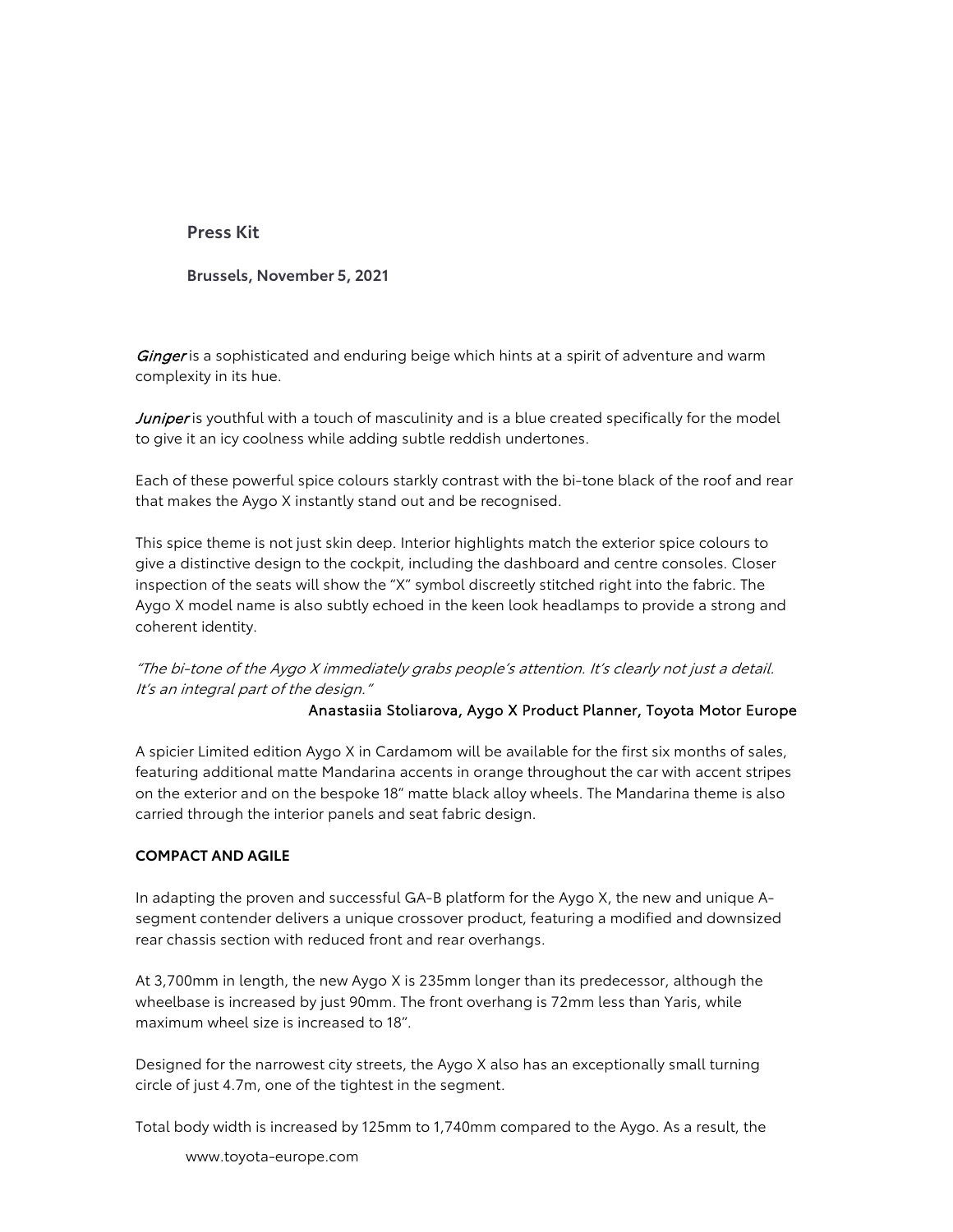**Press Kit**

**Brussels, November 5, 2021**

*Ginger* is a sophisticated and enduring beige which hints at a spirit of adventure and warm complexity in its hue.

*Juniper* is youthful with a touch of masculinity and is a blue created specifically for the model to give it an icy coolness while adding subtle reddish undertones.

Each of these powerful spice colours starkly contrast with the bi-tone black of the roof and rear that makes the Aygo X instantly stand out and be recognised.

This spice theme is not just skin deep. Interior highlights match the exterior spice colours to give a distinctive design to the cockpit, including the dashboard and centre consoles. Closer inspection of the seats will show the "X" symbol discreetly stitched right into the fabric. The Aygo X model name is also subtly echoed in the keen look headlamps to provide a strong and coherent identity.

*"The bi-tone of the Aygo X immediately grabs people's attention. It's clearly not just a detail. It's an integral part of the design."*

Anastasiia Stoliarova, Aygo X Product Planner, Toyota Motor Europe

A spicier Limited edition Aygo X in Cardamom will be available for the first six months of sales, featuring additional matte Mandarina accents in orange throughout the car with accent stripes on the exterior and on the bespoke 18" matte black alloy wheels. The Mandarina theme is also carried through the interior panels and seat fabric design.

**COMPACT AND AGILE**

In adapting the proven and successful GA-B platform for the Aygo X, the new and unique A-segment contender delivers a unique crossover product, featuring a modified and downsized rear chassis section with reduced front and rear overhangs.

At 3,700mm in length, the new Aygo X is 235mm longer than its predecessor, although the wheelbase is increased by just 90mm. The front overhang is 72mm less than Yaris, while maximum wheel size is increased to 18".

Designed for the narrowest city streets, the Aygo X also has an exceptionally small turning circle of just 4.7m, one of the tightest in the segment.

Total body width is increased by 125mm to 1,740mm compared to the Aygo. As a result, the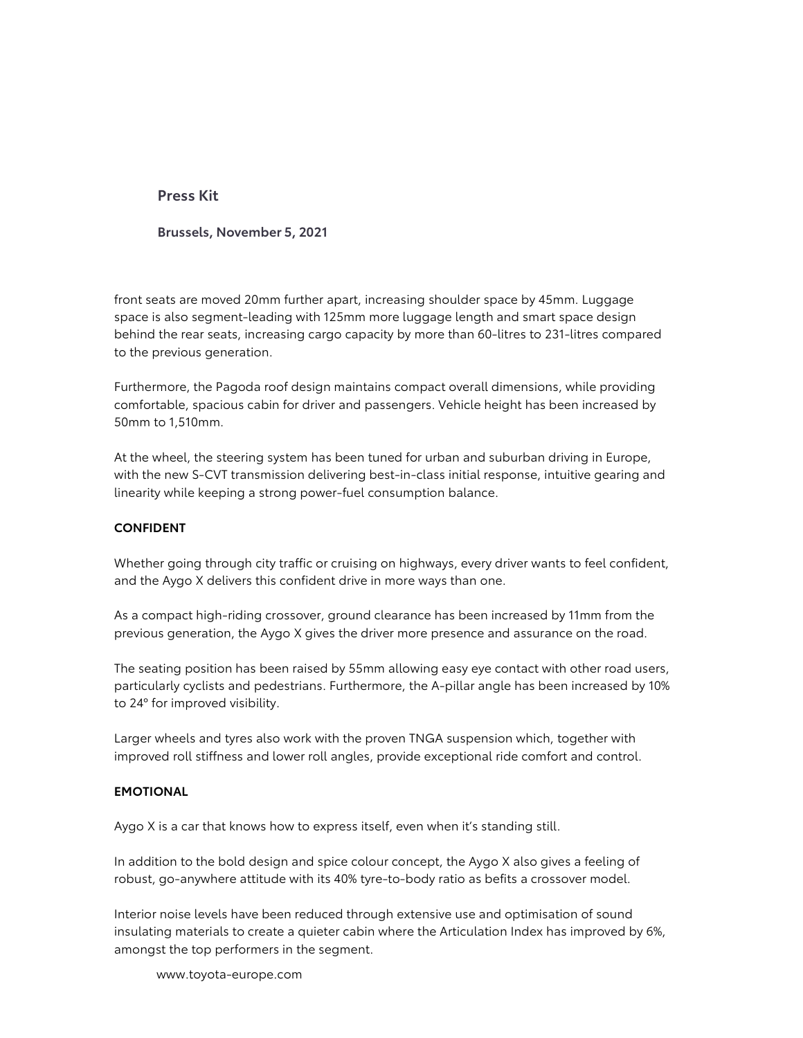front seats are moved 20mm further apart, increasing shoulder space by 45mm. Luggage space is also segment-leading with 125mm more luggage length and smart space design behind the rear seats, increasing cargo capacity by more than 60-litres to 231-litres compared to the previous generation.

Furthermore, the Pagoda roof design maintains compact overall dimensions, while providing comfortable, spacious cabin for driver and passengers. Vehicle height has been increased by 50mm to 1,510mm.

At the wheel, the steering system has been tuned for urban and suburban driving in Europe, with the new S-CVT transmission delivering best-in-class initial response, intuitive gearing and linearity while keeping a strong power-fuel consumption balance.

**CONFIDENT**

Whether going through city traffic or cruising on highways, every driver wants to feel confident, and the Aygo X delivers this confident drive in more ways than one.

As a compact high-riding crossover, ground clearance has been increased by 11mm from the previous generation, the Aygo X gives the driver more presence and assurance on the road.

The seating position has been raised by 55mm allowing easy eye contact with other road users, particularly cyclists and pedestrians. Furthermore, the A-pillar angle has been increased by 10% to 24º for improved visibility.

Larger wheels and tyres also work with the proven TNGA suspension which, together with improved roll stiffness and lower roll angles, provide exceptional ride comfort and control.

**EMOTIONAL**

Aygo X is a car that knows how to express itself, even when it's standing still.

In addition to the bold design and spice colour concept, the Aygo X also gives a feeling of robust, go-anywhere attitude with its 40% tyre-to-body ratio as befits a crossover model.

Interior noise levels have been reduced through extensive use and optimisation of sound insulating materials to create a quieter cabin where the Articulation Index has improved by 6%, amongst the top performers in the segment.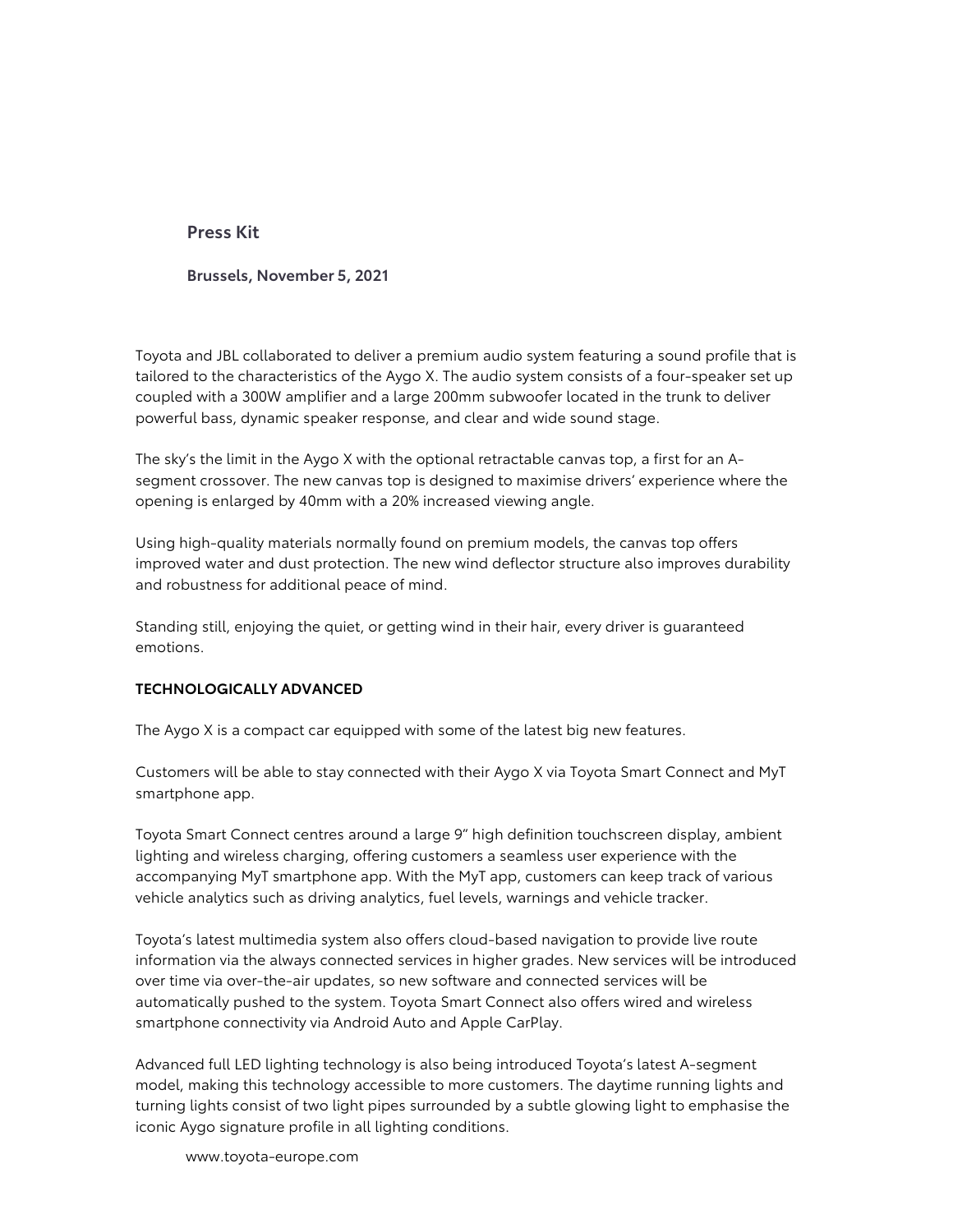Press Kit

Brussels, November 5, 2021

Toyota and JBL collaborated to deliver a premium audio system featuring a sound profile that is tailored to the characteristics of the Aygo X. The audio system consists of a four-speaker set up coupled with a 300W amplifier and a large 200mm subwoofer located in the trunk to deliver powerful bass, dynamic speaker response, and clear and wide sound stage.

The sky's the limit in the Aygo X with the optional retractable canvas top, a first for an A-segment crossover. The new canvas top is designed to maximise drivers' experience where the opening is enlarged by 40mm with a 20% increased viewing angle.

Using high-quality materials normally found on premium models, the canvas top offers improved water and dust protection. The new wind deflector structure also improves durability and robustness for additional peace of mind.

Standing still, enjoying the quiet, or getting wind in their hair, every driver is guaranteed emotions.

**TECHNOLOGICALLY ADVANCED**

The Aygo X is a compact car equipped with some of the latest big new features.

Customers will be able to stay connected with their Aygo X via Toyota Smart Connect and MyT smartphone app.

Toyota Smart Connect centres around a large 9" high definition touchscreen display, ambient lighting and wireless charging, offering customers a seamless user experience with the accompanying MyT smartphone app. With the MyT app, customers can keep track of various vehicle analytics such as driving analytics, fuel levels, warnings and vehicle tracker.

Toyota's latest multimedia system also offers cloud-based navigation to provide live route information via the always connected services in higher grades. New services will be introduced over time via over-the-air updates, so new software and connected services will be automatically pushed to the system. Toyota Smart Connect also offers wired and wireless smartphone connectivity via Android Auto and Apple CarPlay.

Advanced full LED lighting technology is also being introduced Toyota's latest A-segment model, making this technology accessible to more customers. The daytime running lights and turning lights consist of two light pipes surrounded by a subtle glowing light to emphasise the iconic Aygo signature profile in all lighting conditions.

www.toyota-europe.com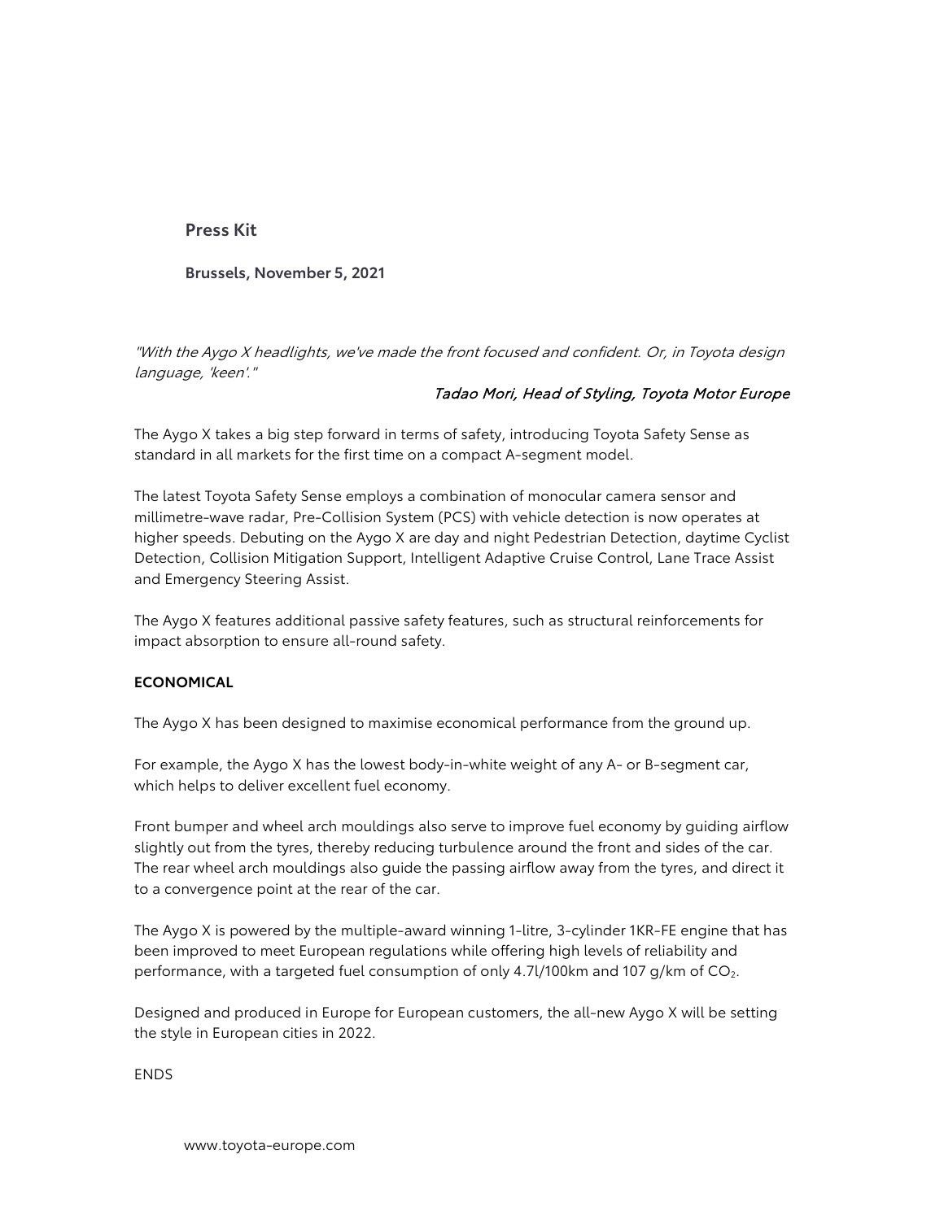**Press Kit**

**Brussels, November 5, 2021**

*"With the Aygo X headlights, we've made the front focused and confident. Or, in Toyota design language, 'keen'."*

*Tadao Mori, Head of Styling, Toyota Motor Europe*

The Aygo X takes a big step forward in terms of safety, introducing Toyota Safety Sense as standard in all markets for the first time on a compact A-segment model.

The latest Toyota Safety Sense employs a combination of monocular camera sensor and millimetre-wave radar, Pre-Collision System (PCS) with vehicle detection is now operates at higher speeds. Debuting on the Aygo X are day and night Pedestrian Detection, daytime Cyclist Detection, Collision Mitigation Support, Intelligent Adaptive Cruise Control, Lane Trace Assist and Emergency Steering Assist.

The Aygo X features additional passive safety features, such as structural reinforcements for impact absorption to ensure all-round safety.

**ECONOMICAL**

The Aygo X has been designed to maximise economical performance from the ground up.

For example, the Aygo X has the lowest body-in-white weight of any A- or B-segment car, which helps to deliver excellent fuel economy.

Front bumper and wheel arch mouldings also serve to improve fuel economy by guiding airflow slightly out from the tyres, thereby reducing turbulence around the front and sides of the car. The rear wheel arch mouldings also guide the passing airflow away from the tyres, and direct it to a convergence point at the rear of the car.

The Aygo X is powered by the multiple-award winning 1-litre, 3-cylinder 1KR-FE engine that has been improved to meet European regulations while offering high levels of reliability and performance, with a targeted fuel consumption of only 4.7l/100km and 107 g/km of $CO_2$.

Designed and produced in Europe for European customers, the all-new Aygo X will be setting the style in European cities in 2022.

ENDS

www.toyota-europe.com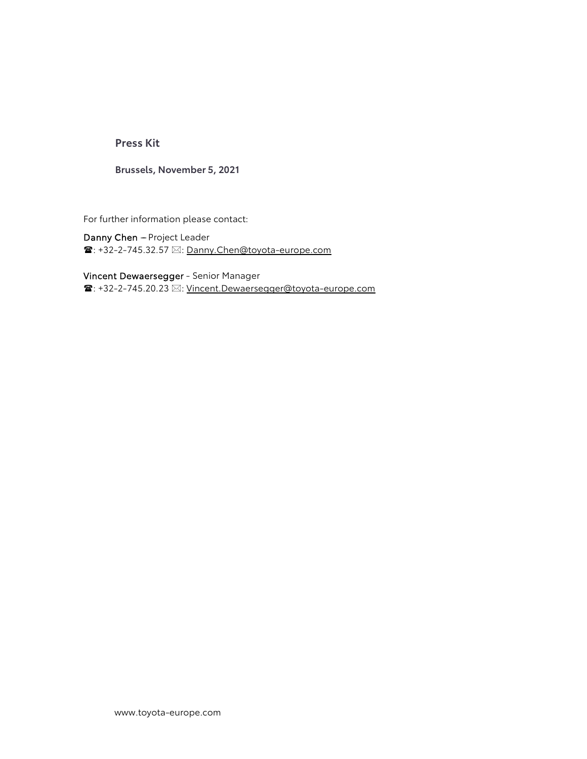**Press Kit**

**Brussels, November 5, 2021**

For further information please contact:

Danny Chen – Project Leader
☎: +32-2-745.32.57 ✉: Danny.Chen@toyota-europe.com

Vincent Dewaersegger - Senior Manager
☎: +32-2-745.20.23 ✉: Vincent.Dewaersegger@toyota-europe.com

www.toyota-europe.com